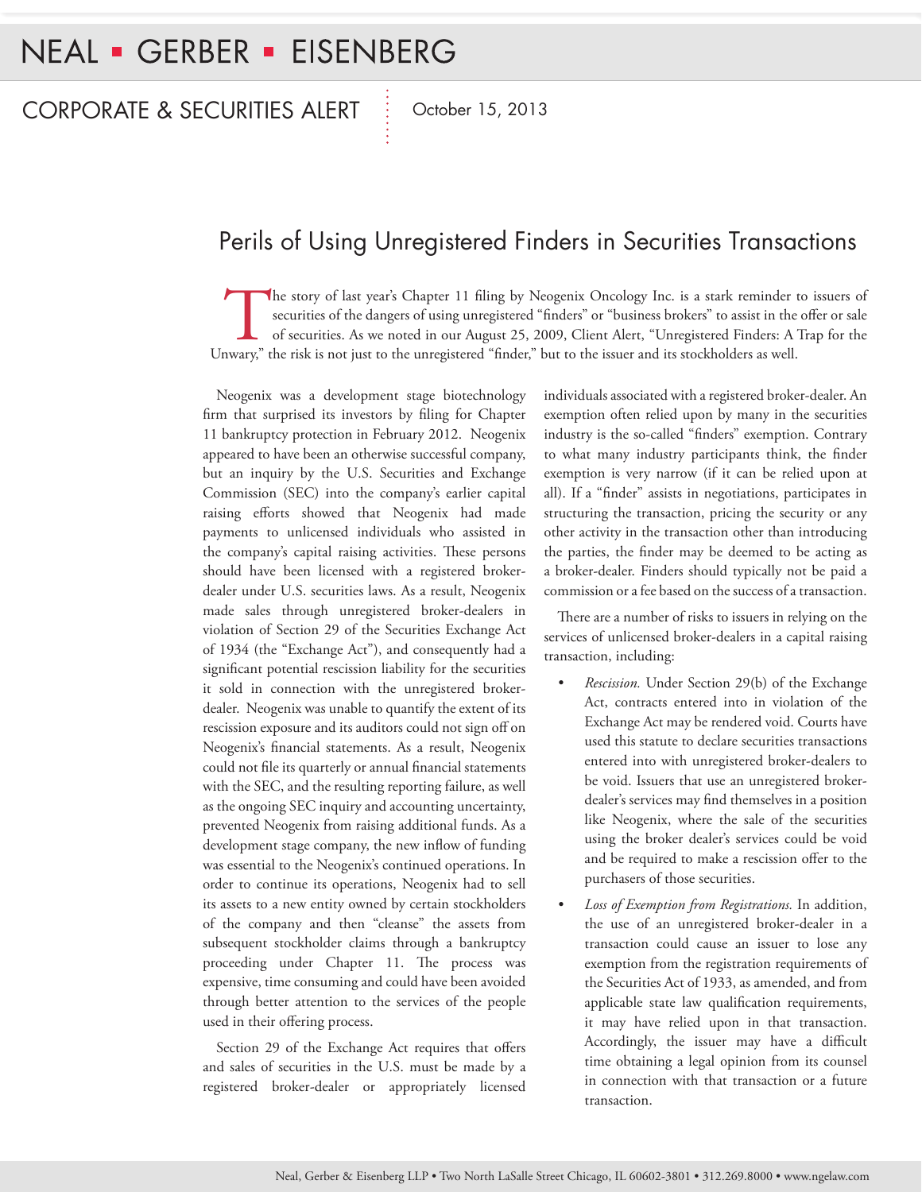NEAL • GERBER • EISENBERG

CORPORATE & SECURITIES ALERT

October 15, 2013

# Perils of Using Unregistered Finders in Securities Transactions

The story of last year's Chapter 11 filing by Neogenix Oncology Inc. is a stark reminder to issuers of securities of the dangers of using unregistered "finders" or "business brokers" to assist in the offer or sale of securities. As we noted in our August 25, 2009, Client Alert, "Unregistered Finders: A Trap for the Unwary," the risk is not just to the unregistered "finder," but to the issuer and its stockholders as well.

Neogenix was a development stage biotechnology firm that surprised its investors by filing for Chapter 11 bankruptcy protection in February 2012. Neogenix appeared to have been an otherwise successful company, but an inquiry by the U.S. Securities and Exchange Commission (SEC) into the company's earlier capital raising efforts showed that Neogenix had made payments to unlicensed individuals who assisted in the company's capital raising activities. These persons should have been licensed with a registered broker-dealer under U.S. securities laws. As a result, Neogenix made sales through unregistered broker-dealers in violation of Section 29 of the Securities Exchange Act of 1934 (the "Exchange Act"), and consequently had a significant potential rescission liability for the securities it sold in connection with the unregistered broker-dealer. Neogenix was unable to quantify the extent of its rescission exposure and its auditors could not sign off on Neogenix's financial statements. As a result, Neogenix could not file its quarterly or annual financial statements with the SEC, and the resulting reporting failure, as well as the ongoing SEC inquiry and accounting uncertainty, prevented Neogenix from raising additional funds. As a development stage company, the new inflow of funding was essential to the Neogenix's continued operations. In order to continue its operations, Neogenix had to sell its assets to a new entity owned by certain stockholders of the company and then "cleanse" the assets from subsequent stockholder claims through a bankruptcy proceeding under Chapter 11. The process was expensive, time consuming and could have been avoided through better attention to the services of the people used in their offering process.

Section 29 of the Exchange Act requires that offers and sales of securities in the U.S. must be made by a registered broker-dealer or appropriately licensed individuals associated with a registered broker-dealer. An exemption often relied upon by many in the securities industry is the so-called "finders" exemption. Contrary to what many industry participants think, the finder exemption is very narrow (if it can be relied upon at all). If a "finder" assists in negotiations, participates in structuring the transaction, pricing the security or any other activity in the transaction other than introducing the parties, the finder may be deemed to be acting as a broker-dealer. Finders should typically not be paid a commission or a fee based on the success of a transaction.

There are a number of risks to issuers in relying on the services of unlicensed broker-dealers in a capital raising transaction, including:

- *Rescission.* Under Section 29(b) of the Exchange Act, contracts entered into in violation of the Exchange Act may be rendered void. Courts have used this statute to declare securities transactions entered into with unregistered broker-dealers to be void. Issuers that use an unregistered broker-dealer's services may find themselves in a position like Neogenix, where the sale of the securities using the broker dealer's services could be void and be required to make a rescission offer to the purchasers of those securities.
- *Loss of Exemption from Registrations.* In addition, the use of an unregistered broker-dealer in a transaction could cause an issuer to lose any exemption from the registration requirements of the Securities Act of 1933, as amended, and from applicable state law qualification requirements, it may have relied upon in that transaction. Accordingly, the issuer may have a difficult time obtaining a legal opinion from its counsel in connection with that transaction or a future transaction.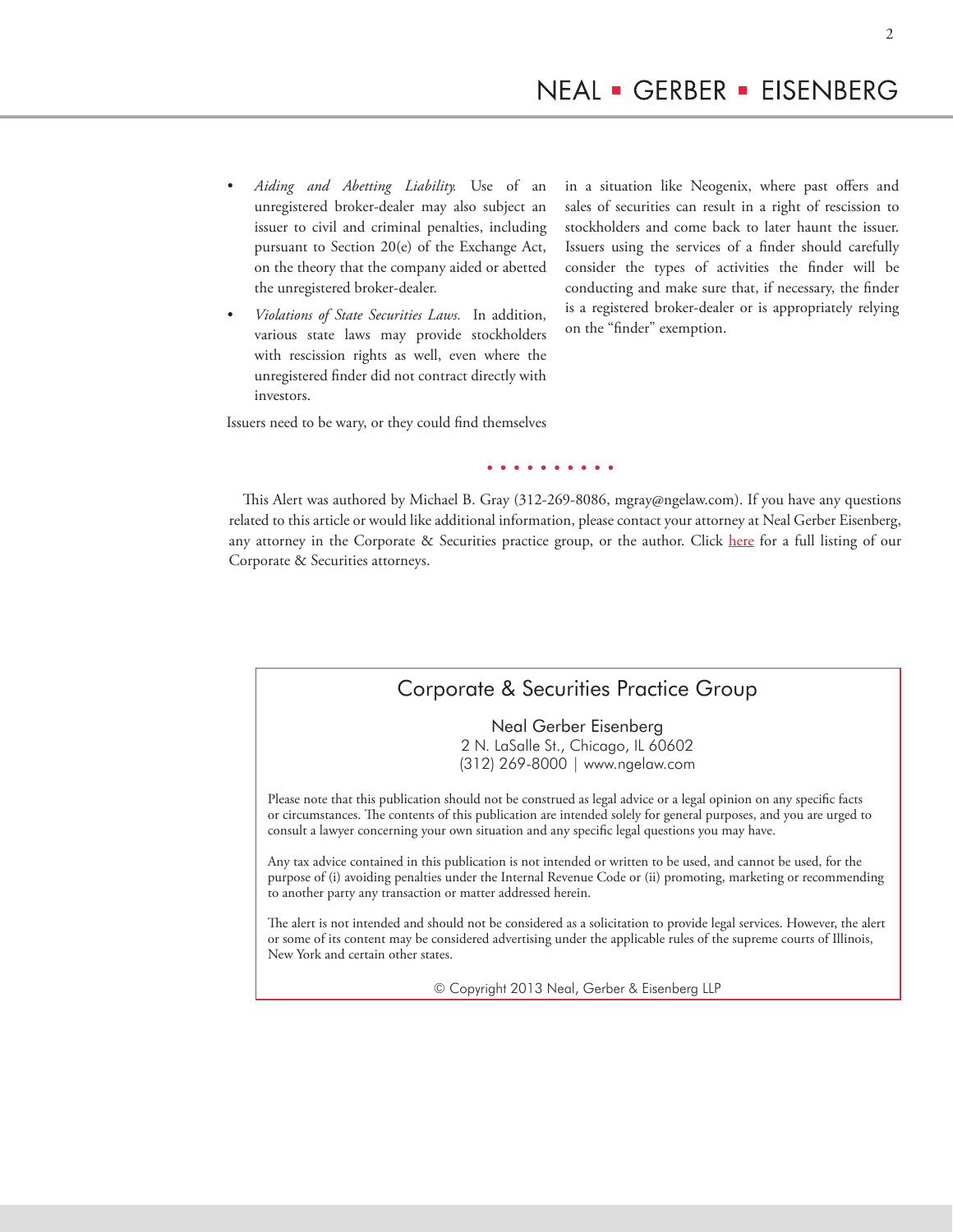- *Aiding and Abetting Liability.* Use of an unregistered broker-dealer may also subject an issuer to civil and criminal penalties, including pursuant to Section 20(e) of the Exchange Act, on the theory that the company aided or abetted the unregistered broker-dealer.
- *Violations of State Securities Laws.* In addition, various state laws may provide stockholders with rescission rights as well, even where the unregistered finder did not contract directly with investors.

Issuers need to be wary, or they could find themselves in a situation like Neogenix, where past offers and sales of securities can result in a right of rescission to stockholders and come back to later haunt the issuer. Issuers using the services of a finder should carefully consider the types of activities the finder will be conducting and make sure that, if necessary, the finder is a registered broker-dealer or is appropriately relying on the "finder" exemption.

• • • • • • • • • •

This Alert was authored by Michael B. Gray (312-269-8086, mgray@ngelaw.com). If you have any questions related to this article or would like additional information, please contact your attorney at Neal Gerber Eisenberg, any attorney in the Corporate & Securities practice group, or the author. Click here for a full listing of our Corporate & Securities attorneys.

## Corporate & Securities Practice Group

Neal Gerber Eisenberg
2 N. LaSalle St., Chicago, IL 60602
(312) 269-8000 | www.ngelaw.com

Please note that this publication should not be construed as legal advice or a legal opinion on any specific facts or circumstances. The contents of this publication are intended solely for general purposes, and you are urged to consult a lawyer concerning your own situation and any specific legal questions you may have.

Any tax advice contained in this publication is not intended or written to be used, and cannot be used, for the purpose of (i) avoiding penalties under the Internal Revenue Code or (ii) promoting, marketing or recommending to another party any transaction or matter addressed herein.

The alert is not intended and should not be considered as a solicitation to provide legal services. However, the alert or some of its content may be considered advertising under the applicable rules of the supreme courts of Illinois, New York and certain other states.

© Copyright 2013 Neal, Gerber & Eisenberg LLP